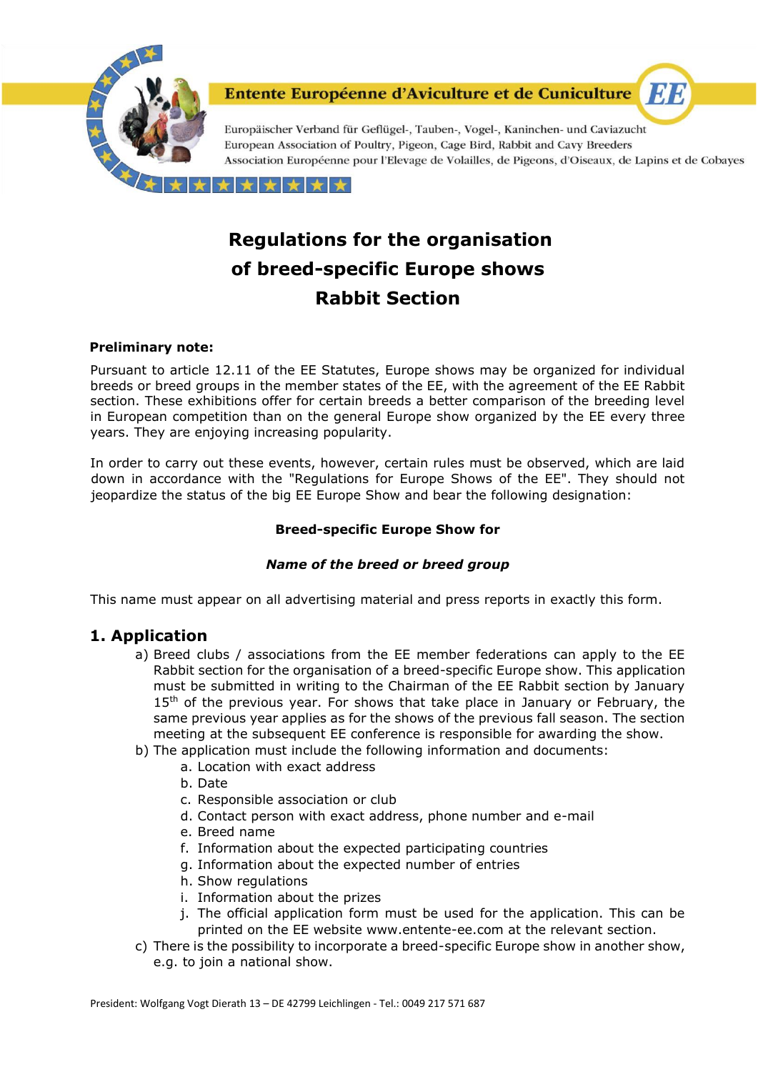Entente Européenne d'Aviculture et de Cuniculture

Europäischer Verband für Geflügel-, Tauben-, Vogel-, Kaninchen- und Caviazucht
European Association of Poultry, Pigeon, Cage Bird, Rabbit and Cavy Breeders
Association Européenne pour l'Elevage de Volailles, de Pigeons, d'Oiseaux, de Lapins et de Cobayes

# Regulations for the organisation of breed-specific Europe shows Rabbit Section

**Preliminary note:**

Pursuant to article 12.11 of the EE Statutes, Europe shows may be organized for individual breeds or breed groups in the member states of the EE, with the agreement of the EE Rabbit section. These exhibitions offer for certain breeds a better comparison of the breeding level in European competition than on the general Europe show organized by the EE every three years. They are enjoying increasing popularity.

In order to carry out these events, however, certain rules must be observed, which are laid down in accordance with the "Regulations for Europe Shows of the EE". They should not jeopardize the status of the big EE Europe Show and bear the following designation:

**Breed-specific Europe Show for**

***Name of the breed or breed group***

This name must appear on all advertising material and press reports in exactly this form.

## 1. Application

a) Breed clubs / associations from the EE member federations can apply to the EE Rabbit section for the organisation of a breed-specific Europe show. This application must be submitted in writing to the Chairman of the EE Rabbit section by January 15th of the previous year. For shows that take place in January or February, the same previous year applies as for the shows of the previous fall season. The section meeting at the subsequent EE conference is responsible for awarding the show.

b) The application must include the following information and documents:
   a. Location with exact address
   b. Date
   c. Responsible association or club
   d. Contact person with exact address, phone number and e-mail
   e. Breed name
   f. Information about the expected participating countries
   g. Information about the expected number of entries
   h. Show regulations
   i. Information about the prizes
   j. The official application form must be used for the application. This can be printed on the EE website www.entente-ee.com at the relevant section.

c) There is the possibility to incorporate a breed-specific Europe show in another show, e.g. to join a national show.

President: Wolfgang Vogt Dierath 13 – DE 42799 Leichlingen - Tel.: 0049 217 571 687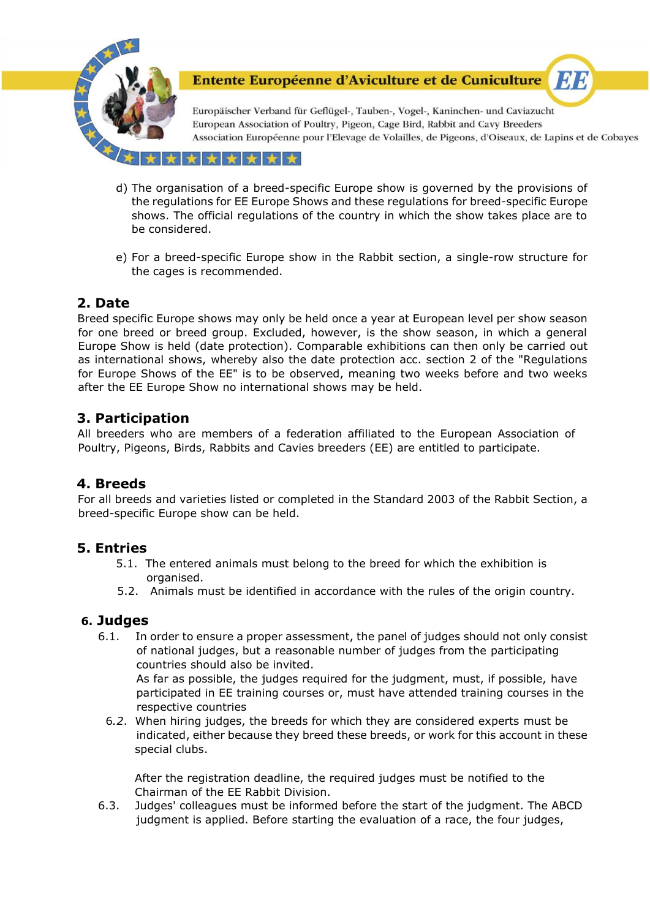d) The organisation of a breed-specific Europe show is governed by the provisions of the regulations for EE Europe Shows and these regulations for breed-specific Europe shows. The official regulations of the country in which the show takes place are to be considered.

e) For a breed-specific Europe show in the Rabbit section, a single-row structure for the cages is recommended.

## 2. Date

Breed specific Europe shows may only be held once a year at European level per show season for one breed or breed group. Excluded, however, is the show season, in which a general Europe Show is held (date protection). Comparable exhibitions can then only be carried out as international shows, whereby also the date protection acc. section 2 of the "Regulations for Europe Shows of the EE" is to be observed, meaning two weeks before and two weeks after the EE Europe Show no international shows may be held.

## 3. Participation

All breeders who are members of a federation affiliated to the European Association of Poultry, Pigeons, Birds, Rabbits and Cavies breeders (EE) are entitled to participate.

## 4. Breeds

For all breeds and varieties listed or completed in the Standard 2003 of the Rabbit Section, a breed-specific Europe show can be held.

## 5. Entries

5.1. The entered animals must belong to the breed for which the exhibition is organised.

5.2. Animals must be identified in accordance with the rules of the origin country.

## 6. Judges

6.1. In order to ensure a proper assessment, the panel of judges should not only consist of national judges, but a reasonable number of judges from the participating countries should also be invited.
As far as possible, the judges required for the judgment, must, if possible, have participated in EE training courses or, must have attended training courses in the respective countries

6.2. When hiring judges, the breeds for which they are considered experts must be indicated, either because they breed these breeds, or work for this account in these special clubs.

After the registration deadline, the required judges must be notified to the Chairman of the EE Rabbit Division.

6.3. Judges' colleagues must be informed before the start of the judgment. The ABCD judgment is applied. Before starting the evaluation of a race, the four judges,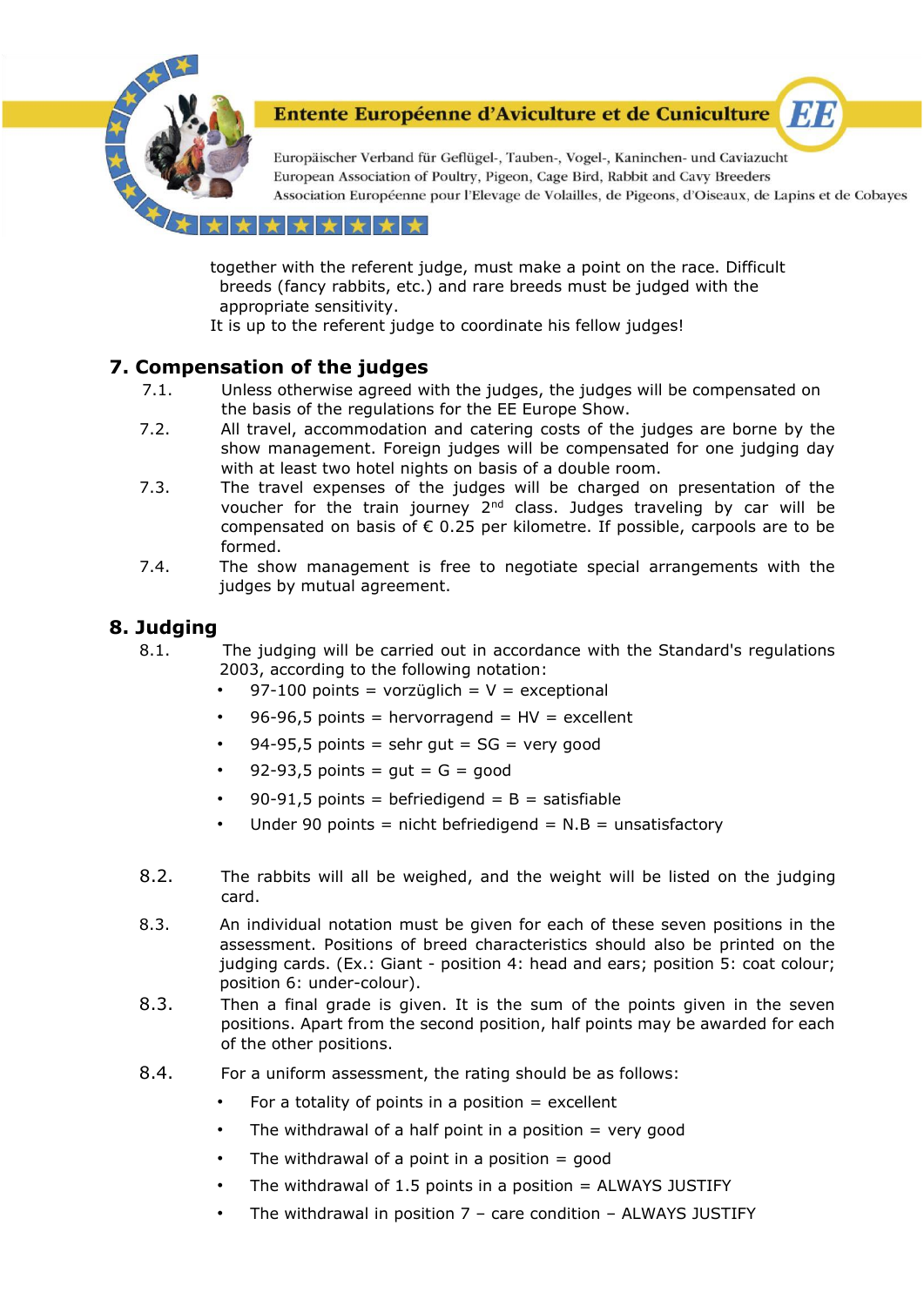together with the referent judge, must make a point on the race. Difficult breeds (fancy rabbits, etc.) and rare breeds must be judged with the appropriate sensitivity.

It is up to the referent judge to coordinate his fellow judges!

## 7. Compensation of the judges

7.1. Unless otherwise agreed with the judges, the judges will be compensated on the basis of the regulations for the EE Europe Show.

7.2. All travel, accommodation and catering costs of the judges are borne by the show management. Foreign judges will be compensated for one judging day with at least two hotel nights on basis of a double room.

7.3. The travel expenses of the judges will be charged on presentation of the voucher for the train journey 2nd class. Judges traveling by car will be compensated on basis of € 0.25 per kilometre. If possible, carpools are to be formed.

7.4. The show management is free to negotiate special arrangements with the judges by mutual agreement.

## 8. Judging

8.1. The judging will be carried out in accordance with the Standard's regulations 2003, according to the following notation:

- 97-100 points = vorzüglich = V = exceptional
- 96-96,5 points = hervorragend = HV = excellent
- 94-95,5 points = sehr gut = SG = very good
- 92-93,5 points = gut = G = good
- 90-91,5 points = befriedigend = B = satisfiable
- Under 90 points = nicht befriedigend = N.B = unsatisfactory

8.2. The rabbits will all be weighed, and the weight will be listed on the judging card.

8.3. An individual notation must be given for each of these seven positions in the assessment. Positions of breed characteristics should also be printed on the judging cards. (Ex.: Giant - position 4: head and ears; position 5: coat colour; position 6: under-colour).

8.3. Then a final grade is given. It is the sum of the points given in the seven positions. Apart from the second position, half points may be awarded for each of the other positions.

8.4. For a uniform assessment, the rating should be as follows:

- For a totality of points in a position = excellent
- The withdrawal of a half point in a position = very good
- The withdrawal of a point in a position = good
- The withdrawal of 1.5 points in a position = ALWAYS JUSTIFY
- The withdrawal in position 7 – care condition – ALWAYS JUSTIFY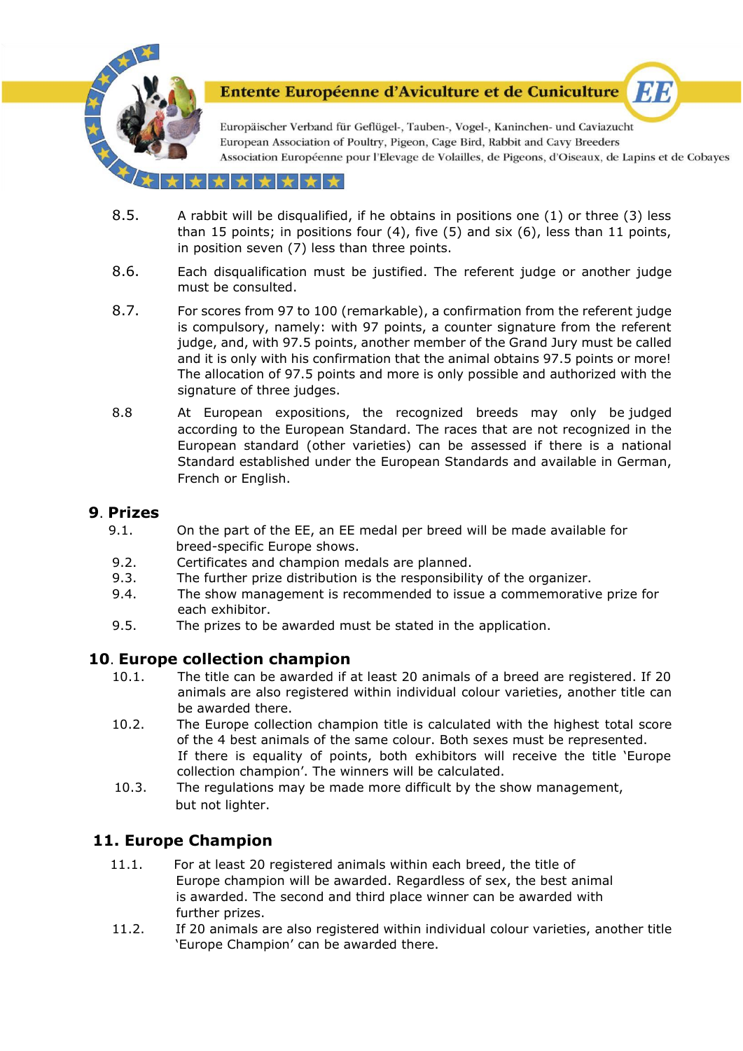8.5. A rabbit will be disqualified, if he obtains in positions one (1) or three (3) less than 15 points; in positions four (4), five (5) and six (6), less than 11 points, in position seven (7) less than three points.

8.6. Each disqualification must be justified. The referent judge or another judge must be consulted.

8.7. For scores from 97 to 100 (remarkable), a confirmation from the referent judge is compulsory, namely: with 97 points, a counter signature from the referent judge, and, with 97.5 points, another member of the Grand Jury must be called and it is only with his confirmation that the animal obtains 97.5 points or more! The allocation of 97.5 points and more is only possible and authorized with the signature of three judges.

8.8 At European expositions, the recognized breeds may only be judged according to the European Standard. The races that are not recognized in the European standard (other varieties) can be assessed if there is a national Standard established under the European Standards and available in German, French or English.

## 9. Prizes

9.1. On the part of the EE, an EE medal per breed will be made available for breed-specific Europe shows.

9.2. Certificates and champion medals are planned.

9.3. The further prize distribution is the responsibility of the organizer.

9.4. The show management is recommended to issue a commemorative prize for each exhibitor.

9.5. The prizes to be awarded must be stated in the application.

## 10. Europe collection champion

10.1. The title can be awarded if at least 20 animals of a breed are registered. If 20 animals are also registered within individual colour varieties, another title can be awarded there.

10.2. The Europe collection champion title is calculated with the highest total score of the 4 best animals of the same colour. Both sexes must be represented. If there is equality of points, both exhibitors will receive the title 'Europe collection champion'. The winners will be calculated.

10.3. The regulations may be made more difficult by the show management, but not lighter.

## 11. Europe Champion

11.1. For at least 20 registered animals within each breed, the title of Europe champion will be awarded. Regardless of sex, the best animal is awarded. The second and third place winner can be awarded with further prizes.

11.2. If 20 animals are also registered within individual colour varieties, another title 'Europe Champion' can be awarded there.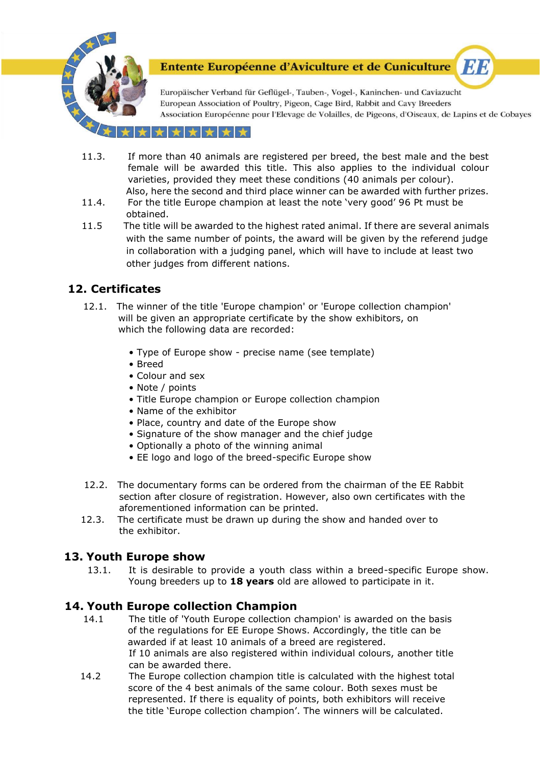11.3. If more than 40 animals are registered per breed, the best male and the best female will be awarded this title. This also applies to the individual colour varieties, provided they meet these conditions (40 animals per colour). Also, here the second and third place winner can be awarded with further prizes.

11.4. For the title Europe champion at least the note 'very good' 96 Pt must be obtained.

11.5 The title will be awarded to the highest rated animal. If there are several animals with the same number of points, the award will be given by the referend judge in collaboration with a judging panel, which will have to include at least two other judges from different nations.

## 12. Certificates

12.1. The winner of the title 'Europe champion' or 'Europe collection champion' will be given an appropriate certificate by the show exhibitors, on which the following data are recorded:

- Type of Europe show - precise name (see template)
- Breed
- Colour and sex
- Note / points
- Title Europe champion or Europe collection champion
- Name of the exhibitor
- Place, country and date of the Europe show
- Signature of the show manager and the chief judge
- Optionally a photo of the winning animal
- EE logo and logo of the breed-specific Europe show

12.2. The documentary forms can be ordered from the chairman of the EE Rabbit section after closure of registration. However, also own certificates with the aforementioned information can be printed.

12.3. The certificate must be drawn up during the show and handed over to the exhibitor.

## 13. Youth Europe show

13.1. It is desirable to provide a youth class within a breed-specific Europe show. Young breeders up to **18 years** old are allowed to participate in it.

## 14. Youth Europe collection Champion

14.1 The title of 'Youth Europe collection champion' is awarded on the basis of the regulations for EE Europe Shows. Accordingly, the title can be awarded if at least 10 animals of a breed are registered. If 10 animals are also registered within individual colours, another title can be awarded there.

14.2 The Europe collection champion title is calculated with the highest total score of the 4 best animals of the same colour. Both sexes must be represented. If there is equality of points, both exhibitors will receive the title 'Europe collection champion'. The winners will be calculated.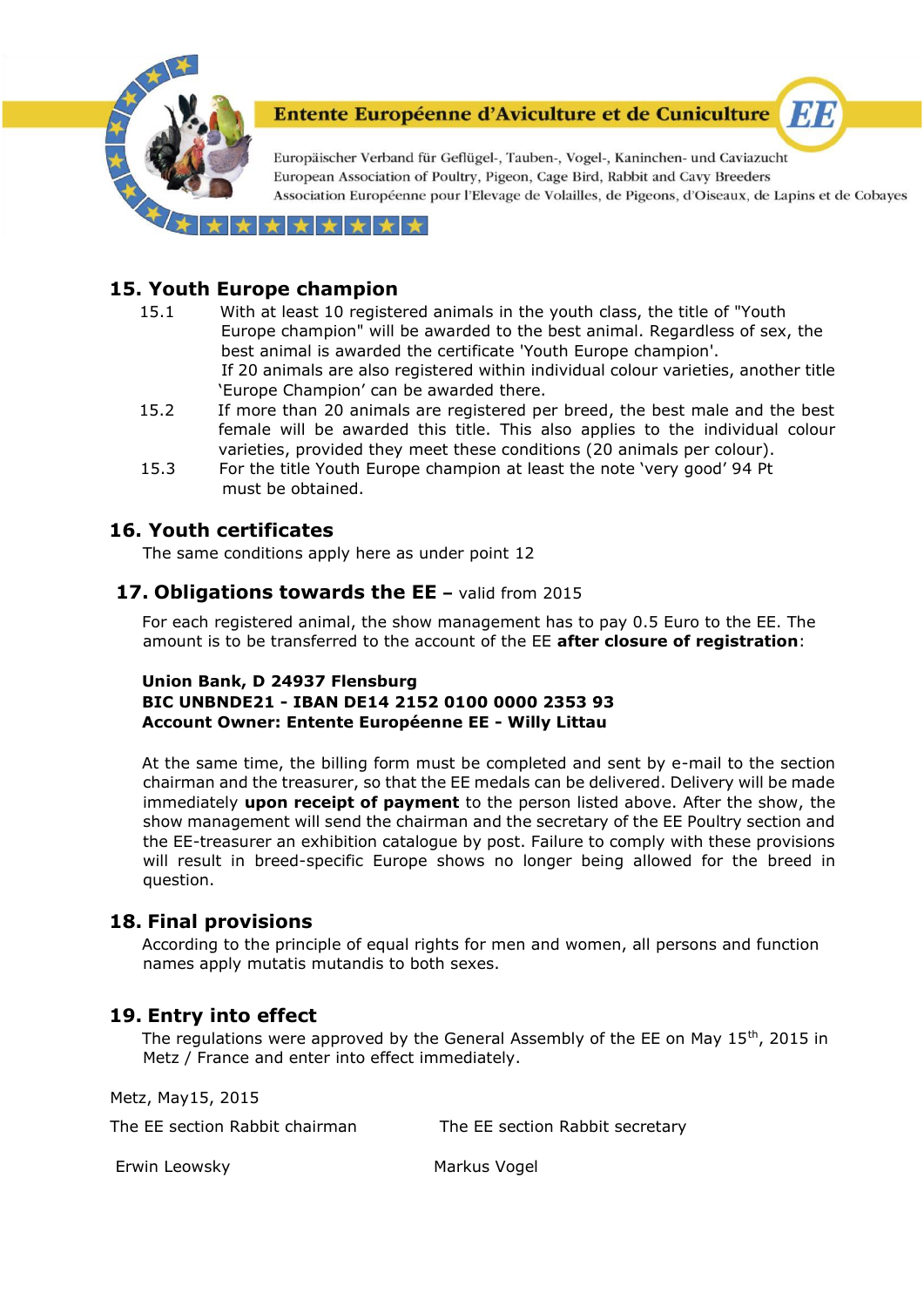## 15. Youth Europe champion

15.1 With at least 10 registered animals in the youth class, the title of "Youth Europe champion" will be awarded to the best animal. Regardless of sex, the best animal is awarded the certificate 'Youth Europe champion'.
If 20 animals are also registered within individual colour varieties, another title 'Europe Champion' can be awarded there.

15.2 If more than 20 animals are registered per breed, the best male and the best female will be awarded this title. This also applies to the individual colour varieties, provided they meet these conditions (20 animals per colour).

15.3 For the title Youth Europe champion at least the note 'very good' 94 Pt must be obtained.

## 16. Youth certificates

The same conditions apply here as under point 12

## 17. Obligations towards the EE – valid from 2015

For each registered animal, the show management has to pay 0.5 Euro to the EE. The amount is to be transferred to the account of the EE **after closure of registration**:

**Union Bank, D 24937 Flensburg**
**BIC UNBNDE21 - IBAN DE14 2152 0100 0000 2353 93**
**Account Owner: Entente Européenne EE - Willy Littau**

At the same time, the billing form must be completed and sent by e-mail to the section chairman and the treasurer, so that the EE medals can be delivered. Delivery will be made immediately **upon receipt of payment** to the person listed above. After the show, the show management will send the chairman and the secretary of the EE Poultry section and the EE-treasurer an exhibition catalogue by post. Failure to comply with these provisions will result in breed-specific Europe shows no longer being allowed for the breed in question.

## 18. Final provisions

According to the principle of equal rights for men and women, all persons and function names apply mutatis mutandis to both sexes.

## 19. Entry into effect

The regulations were approved by the General Assembly of the EE on May 15th, 2015 in Metz / France and enter into effect immediately.

Metz, May15, 2015

The EE section Rabbit chairman — The EE section Rabbit secretary

Erwin Leowsky — Markus Vogel